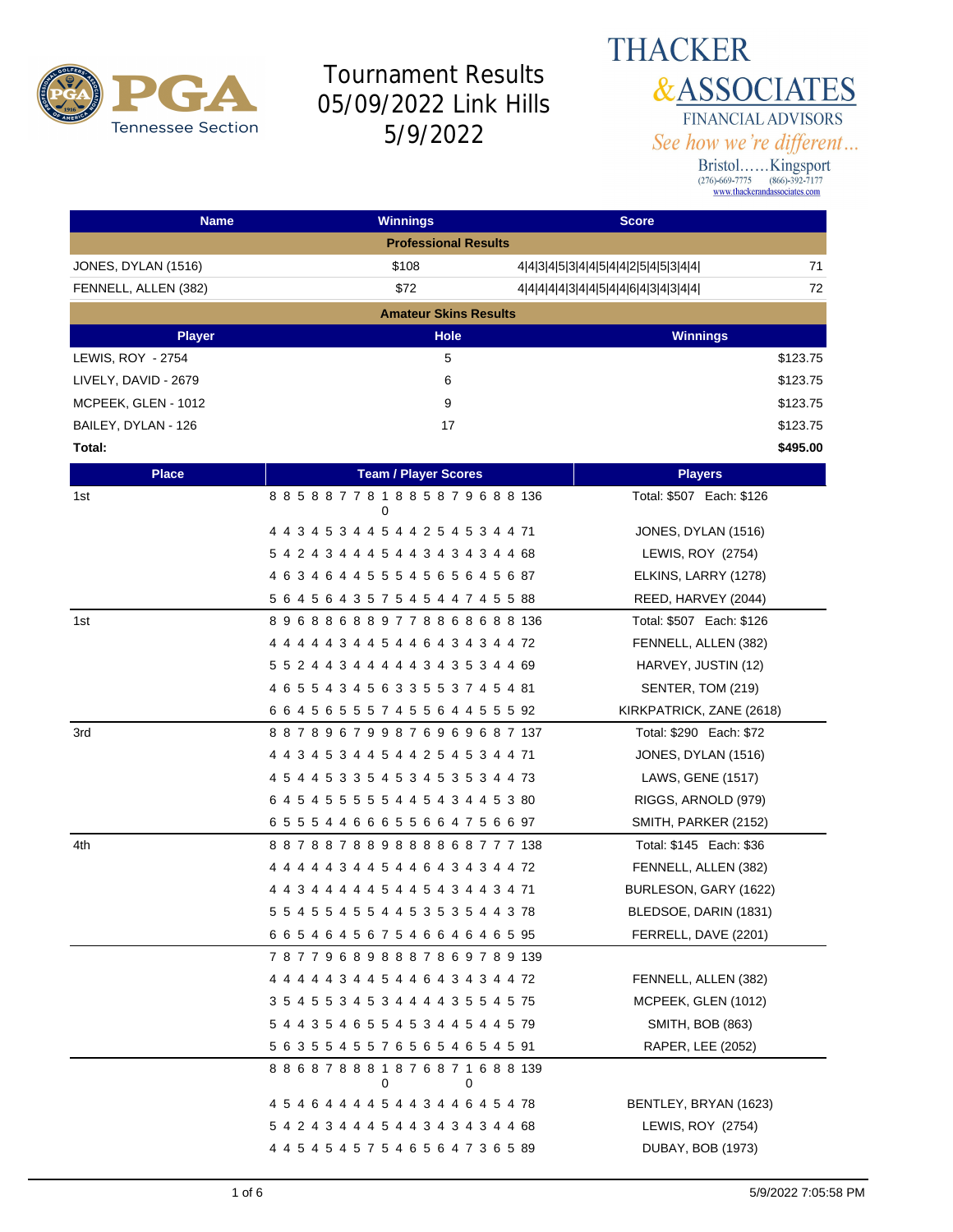# Tournament Results 05/09/2022 Link Hills 5/9/2022

**THACKER & ASSOCIATES**
FINANCIAL ADVISORS
*See how we're different...*
Bristol......Kingsport
(276)-669-7775 (866)-392-7177
www.thackerandassociates.com

| Name | Winnings | Score | |
|---|---|---|---|
| **Professional Results** | | | |
| JONES, DYLAN (1516) | $108 | 4\|4\|3\|4\|5\|3\|4\|4\|5\|4\|4\|2\|5\|4\|5\|3\|4\|4\| | 71 |
| FENNELL, ALLEN (382) | $72 | 4\|4\|4\|4\|4\|3\|4\|4\|5\|4\|4\|6\|4\|3\|4\|3\|4\|4\| | 72 |

**Amateur Skins Results**

| Player | Hole | Winnings |
|---|---|---|
| LEWIS, ROY - 2754 | 5 | $123.75 |
| LIVELY, DAVID - 2679 | 6 | $123.75 |
| MCPEEK, GLEN - 1012 | 9 | $123.75 |
| BAILEY, DYLAN - 126 | 17 | $123.75 |
| **Total:** | | **$495.00** |

| Place | Team / Player Scores | Players |
|---|---|---|
| 1st | 8 8 5 8 8 7 7 8 10 8 8 5 8 7 9 6 8 8 136 | Total: $507 Each: $126 |
| | 4 4 3 4 5 3 4 4 5 4 4 2 5 4 5 3 4 4 71 | JONES, DYLAN (1516) |
| | 5 4 2 4 3 4 4 4 5 4 4 3 4 3 4 3 4 4 68 | LEWIS, ROY (2754) |
| | 4 6 3 4 6 4 4 5 5 5 4 5 6 5 6 4 5 6 87 | ELKINS, LARRY (1278) |
| | 5 6 4 5 6 4 3 5 7 5 4 5 4 4 7 4 5 5 88 | REED, HARVEY (2044) |
| 1st | 8 9 6 8 8 6 8 8 9 7 7 8 8 6 8 6 8 8 136 | Total: $507 Each: $126 |
| | 4 4 4 4 4 3 4 4 5 4 4 6 4 3 4 3 4 4 72 | FENNELL, ALLEN (382) |
| | 5 5 2 4 4 3 4 4 4 4 4 3 4 3 5 3 4 4 69 | HARVEY, JUSTIN (12) |
| | 4 6 5 5 4 3 4 5 6 3 3 5 5 3 7 4 5 4 81 | SENTER, TOM (219) |
| | 6 6 4 5 6 5 5 5 7 4 5 5 6 4 4 5 5 5 92 | KIRKPATRICK, ZANE (2618) |
| 3rd | 8 8 7 8 9 6 7 9 9 8 7 6 9 6 9 6 8 7 137 | Total: $290 Each: $72 |
| | 4 4 3 4 5 3 4 4 5 4 4 2 5 4 5 3 4 4 71 | JONES, DYLAN (1516) |
| | 4 5 4 4 5 3 3 5 4 5 3 4 5 3 5 3 4 4 73 | LAWS, GENE (1517) |
| | 6 4 5 4 5 5 5 5 5 4 4 5 4 3 4 4 5 3 80 | RIGGS, ARNOLD (979) |
| | 6 5 5 5 4 4 6 6 6 5 5 6 6 4 7 5 6 6 97 | SMITH, PARKER (2152) |
| 4th | 8 8 7 8 8 7 8 8 9 8 8 8 8 6 8 7 7 7 138 | Total: $145 Each: $36 |
| | 4 4 4 4 4 3 4 4 5 4 4 6 4 3 4 3 4 4 72 | FENNELL, ALLEN (382) |
| | 4 4 3 4 4 4 4 4 5 4 4 5 4 3 4 4 3 4 71 | BURLESON, GARY (1622) |
| | 5 5 4 5 5 4 5 5 4 4 5 3 5 3 5 4 4 3 78 | BLEDSOE, DARIN (1831) |
| | 6 6 5 4 6 4 5 6 7 5 4 6 6 4 6 4 6 5 95 | FERRELL, DAVE (2201) |
| | 7 8 7 7 9 6 8 9 8 8 8 7 8 6 9 7 8 9 139 | |
| | 4 4 4 4 4 3 4 4 5 4 4 6 4 3 4 3 4 4 72 | FENNELL, ALLEN (382) |
| | 3 5 4 5 5 3 4 5 3 4 4 4 4 3 5 5 4 5 75 | MCPEEK, GLEN (1012) |
| | 5 4 4 3 5 4 6 5 5 4 5 3 4 4 5 4 4 5 79 | SMITH, BOB (863) |
| | 5 6 3 5 5 4 5 5 7 6 5 6 5 4 6 5 4 5 91 | RAPER, LEE (2052) |
| | 8 8 6 8 7 8 8 8 10 8 7 6 8 7 10 6 8 8 139 | |
| | 4 5 4 6 4 4 4 4 5 4 4 3 4 4 6 4 5 4 78 | BENTLEY, BRYAN (1623) |
| | 5 4 2 4 3 4 4 4 5 4 4 3 4 3 4 3 4 4 68 | LEWIS, ROY (2754) |
| | 4 4 5 4 5 4 5 7 5 4 6 5 6 4 7 3 6 5 89 | DUBAY, BOB (1973) |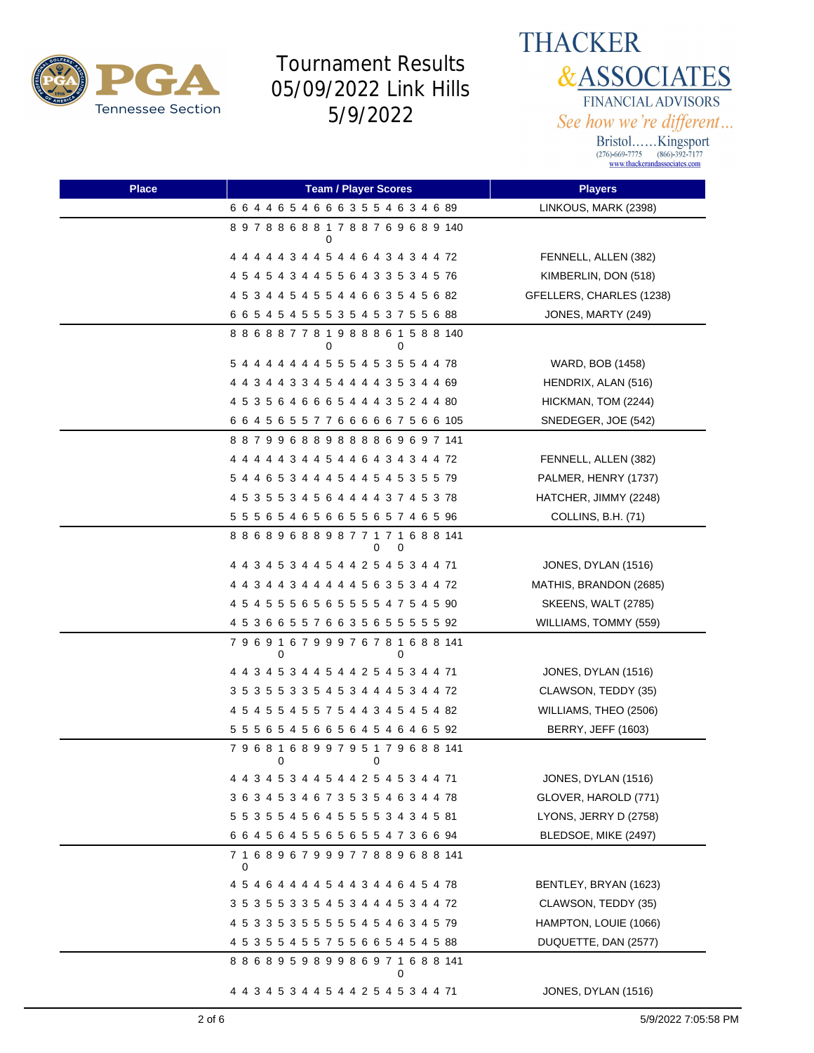# Tournament Results 05/09/2022 Link Hills 5/9/2022

**THACKER & ASSOCIATES**
FINANCIAL ADVISORS
*See how we're different...*
Bristol......Kingsport
(276)-669-7775 (866)-392-7177
www.thackerandassociates.com

| Place | Team / Player Scores | Players |
|---|---|---|
| | 6 6 4 4 6 5 4 6 6 6 3 5 5 4 6 3 4 6 89 | LINKOUS, MARK (2398) |
| | 8 9 7 8 8 6 8 8 10 7 8 8 7 6 9 6 8 9 140 | |
| | 4 4 4 4 4 3 4 4 5 4 4 6 4 3 4 3 4 4 72 | FENNELL, ALLEN (382) |
| | 4 5 4 5 4 3 4 4 5 5 6 4 3 3 5 3 4 5 76 | KIMBERLIN, DON (518) |
| | 4 5 3 4 4 5 4 5 5 4 4 6 6 3 5 4 5 6 82 | GFELLERS, CHARLES (1238) |
| | 6 6 5 4 5 4 5 5 5 3 5 4 5 3 7 5 5 6 88 | JONES, MARTY (249) |
| | 8 8 6 8 8 7 7 8 10 9 8 8 8 6 10 5 8 8 140 | |
| | 5 4 4 4 4 4 4 4 5 5 5 4 5 3 5 5 4 4 78 | WARD, BOB (1458) |
| | 4 4 3 4 4 3 3 4 5 4 4 4 4 3 5 3 4 4 69 | HENDRIX, ALAN (516) |
| | 4 5 3 5 6 4 6 6 6 5 4 4 4 3 5 2 4 4 80 | HICKMAN, TOM (2244) |
| | 6 6 4 5 6 5 5 7 7 6 6 6 6 6 7 5 6 6 105 | SNEDEGER, JOE (542) |
| | 8 8 7 9 9 6 8 8 9 8 8 8 8 6 9 6 9 7 141 | |
| | 4 4 4 4 4 3 4 4 5 4 4 6 4 3 4 3 4 4 72 | FENNELL, ALLEN (382) |
| | 5 4 4 6 5 3 4 4 4 5 4 4 5 4 5 3 5 5 79 | PALMER, HENRY (1737) |
| | 4 5 3 5 5 3 4 5 6 4 4 4 4 3 7 4 5 3 78 | HATCHER, JIMMY (2248) |
| | 5 5 5 6 5 4 6 5 6 6 5 5 6 5 7 4 6 5 96 | COLLINS, B.H. (71) |
| | 8 8 6 8 9 6 8 8 9 8 7 7 10 7 10 6 8 8 141 | |
| | 4 4 3 4 5 3 4 4 5 4 4 2 5 4 5 3 4 4 71 | JONES, DYLAN (1516) |
| | 4 4 3 4 4 3 4 4 4 4 4 5 6 3 5 3 4 4 72 | MATHIS, BRANDON (2685) |
| | 4 5 4 5 5 5 6 5 6 5 5 5 5 4 7 5 4 5 90 | SKEENS, WALT (2785) |
| | 4 5 3 6 6 5 5 7 6 6 3 5 6 5 5 5 5 5 92 | WILLIAMS, TOMMY (559) |
| | 7 9 6 9 10 6 7 9 9 9 7 6 7 8 10 6 8 8 141 | |
| | 4 4 3 4 5 3 4 4 5 4 4 2 5 4 5 3 4 4 71 | JONES, DYLAN (1516) |
| | 3 5 3 5 5 3 3 5 4 5 3 4 4 4 5 3 4 4 72 | CLAWSON, TEDDY (35) |
| | 4 5 4 5 5 4 5 5 7 5 4 4 3 4 5 4 5 4 82 | WILLIAMS, THEO (2506) |
| | 5 5 5 6 5 4 5 6 6 5 6 4 5 4 6 4 6 5 92 | BERRY, JEFF (1603) |
| | 7 9 6 8 10 6 8 9 9 7 9 5 10 7 9 6 8 8 141 | |
| | 4 4 3 4 5 3 4 4 5 4 4 2 5 4 5 3 4 4 71 | JONES, DYLAN (1516) |
| | 3 6 3 4 5 3 4 6 7 3 5 3 5 4 6 3 4 4 78 | GLOVER, HAROLD (771) |
| | 5 5 3 5 5 4 5 6 4 5 5 5 5 3 4 3 4 5 81 | LYONS, JERRY D (2758) |
| | 6 6 4 5 6 4 5 5 6 5 6 5 5 4 7 3 6 6 94 | BLEDSOE, MIKE (2497) |
| | 7 10 6 8 9 6 7 9 9 9 7 7 8 8 9 6 8 8 141 | |
| | 4 5 4 6 4 4 4 4 5 4 4 3 4 4 6 4 5 4 78 | BENTLEY, BRYAN (1623) |
| | 3 5 3 5 5 3 3 5 4 5 3 4 4 4 5 3 4 4 72 | CLAWSON, TEDDY (35) |
| | 4 5 3 3 5 3 5 5 5 5 5 4 5 4 6 3 4 5 79 | HAMPTON, LOUIE (1066) |
| | 4 5 3 5 5 4 5 5 7 5 5 6 6 5 4 5 4 5 88 | DUQUETTE, DAN (2577) |
| | 8 8 6 8 9 5 9 8 9 9 8 6 9 7 10 6 8 8 141 | |
| | 4 4 3 4 5 3 4 4 5 4 4 2 5 4 5 3 4 4 71 | JONES, DYLAN (1516) |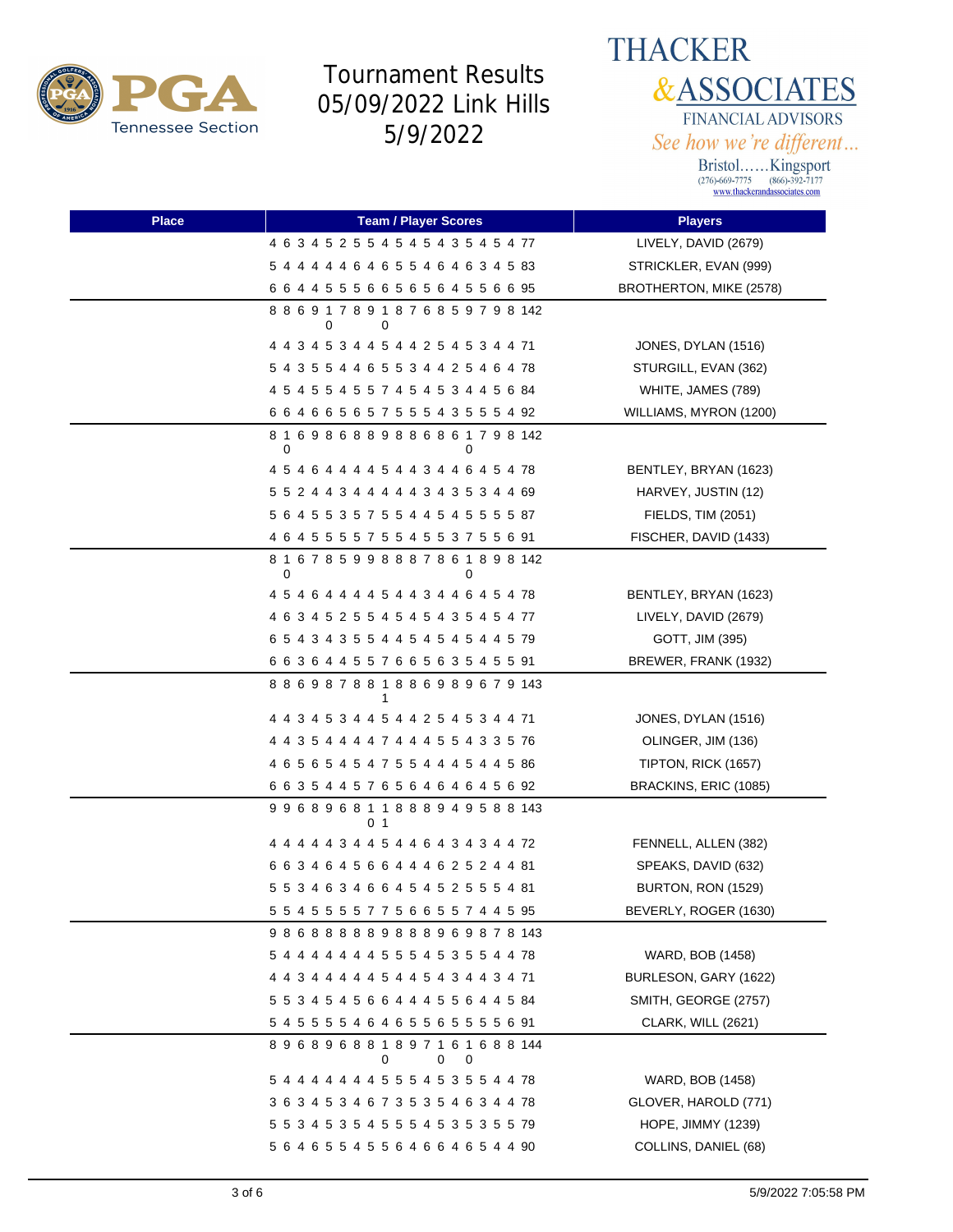# Tournament Results 05/09/2022 Link Hills 5/9/2022

THACKER & ASSOCIATES FINANCIAL ADVISORS
*See how we're different...*
Bristol……Kingsport
(276)-669-7775 (866)-392-7177
www.thackerandassociates.com

| Place | Team / Player Scores | Players |
|---|---|---|
| | 4 6 3 4 5 2 5 5 4 5 4 5 4 3 5 4 5 4 77 | LIVELY, DAVID (2679) |
| | 5 4 4 4 4 4 6 4 6 5 5 4 6 4 6 3 4 5 83 | STRICKLER, EVAN (999) |
| | 6 6 4 4 5 5 5 6 6 5 6 5 6 4 5 5 6 6 95 | BROTHERTON, MIKE (2578) |
| | 8 8 6 9 10 7 8 9 10 8 7 6 8 5 9 7 9 8 142 | |
| | 4 4 3 4 5 3 4 4 5 4 4 2 5 4 5 3 4 4 71 | JONES, DYLAN (1516) |
| | 5 4 3 5 5 4 4 6 5 5 3 4 4 2 5 4 6 4 78 | STURGILL, EVAN (362) |
| | 4 5 4 5 5 4 5 5 7 4 5 4 5 3 4 4 5 6 84 | WHITE, JAMES (789) |
| | 6 6 4 6 6 5 6 5 7 5 5 5 4 3 5 5 5 4 92 | WILLIAMS, MYRON (1200) |
| | 8 10 6 9 8 6 8 8 9 8 8 6 8 6 10 7 9 8 142 | |
| | 4 5 4 6 4 4 4 4 5 4 4 3 4 4 6 4 5 4 78 | BENTLEY, BRYAN (1623) |
| | 5 5 2 4 4 3 4 4 4 4 4 3 4 3 5 3 4 4 69 | HARVEY, JUSTIN (12) |
| | 5 6 4 5 5 3 5 7 5 5 4 4 5 4 5 5 5 5 87 | FIELDS, TIM (2051) |
| | 4 6 4 5 5 5 5 7 5 5 4 5 5 3 7 5 5 6 91 | FISCHER, DAVID (1433) |
| | 8 10 6 7 8 5 9 9 8 8 8 7 8 6 10 8 9 8 142 | |
| | 4 5 4 6 4 4 4 4 5 4 4 3 4 4 6 4 5 4 78 | BENTLEY, BRYAN (1623) |
| | 4 6 3 4 5 2 5 5 4 5 4 5 4 3 5 4 5 4 77 | LIVELY, DAVID (2679) |
| | 6 5 4 3 4 3 5 5 4 4 5 4 5 4 5 4 4 5 79 | GOTT, JIM (395) |
| | 6 6 3 6 4 4 5 5 7 6 6 5 6 3 5 4 5 5 91 | BREWER, FRANK (1932) |
| | 8 8 6 9 8 7 8 8 11 8 8 6 9 8 9 6 7 9 143 | |
| | 4 4 3 4 5 3 4 4 5 4 4 2 5 4 5 3 4 4 71 | JONES, DYLAN (1516) |
| | 4 4 3 5 4 4 4 4 7 4 4 4 5 5 4 3 3 5 76 | OLINGER, JIM (136) |
| | 4 6 5 6 5 4 5 4 7 5 5 4 4 4 5 4 4 5 86 | TIPTON, RICK (1657) |
| | 6 6 3 5 4 4 5 7 6 5 6 4 6 4 6 4 5 6 92 | BRACKINS, ERIC (1085) |
| | 9 9 6 8 9 6 8 10 11 8 8 8 9 4 9 5 8 8 143 | |
| | 4 4 4 4 4 3 4 4 5 4 4 6 4 3 4 3 4 4 72 | FENNELL, ALLEN (382) |
| | 6 6 3 4 6 4 5 6 6 4 4 4 6 2 5 2 4 4 81 | SPEAKS, DAVID (632) |
| | 5 5 3 4 6 3 4 6 6 4 5 4 5 2 5 5 5 4 81 | BURTON, RON (1529) |
| | 5 5 4 5 5 5 5 7 7 5 6 6 5 5 7 4 4 5 95 | BEVERLY, ROGER (1630) |
| | 9 8 6 8 8 8 8 9 8 8 8 9 6 9 8 7 8 143 | |
| | 5 4 4 4 4 4 4 4 5 5 5 4 5 3 5 5 4 4 78 | WARD, BOB (1458) |
| | 4 4 3 4 4 4 4 4 5 4 4 5 4 3 4 4 3 4 71 | BURLESON, GARY (1622) |
| | 5 5 3 4 5 4 5 6 6 4 4 4 5 5 6 4 4 5 84 | SMITH, GEORGE (2757) |
| | 5 4 5 5 5 5 4 6 4 6 5 5 6 5 5 5 5 6 91 | CLARK, WILL (2621) |
| | 8 9 6 8 9 6 8 8 10 8 9 7 10 6 10 6 8 8 144 | |
| | 5 4 4 4 4 4 4 4 5 5 5 4 5 3 5 5 4 4 78 | WARD, BOB (1458) |
| | 3 6 3 4 5 3 4 6 7 3 5 3 5 4 6 3 4 4 78 | GLOVER, HAROLD (771) |
| | 5 5 3 4 5 3 5 4 5 5 5 4 5 3 5 3 5 5 79 | HOPE, JIMMY (1239) |
| | 5 6 4 6 5 5 4 5 5 6 4 6 6 4 6 5 4 4 90 | COLLINS, DANIEL (68) |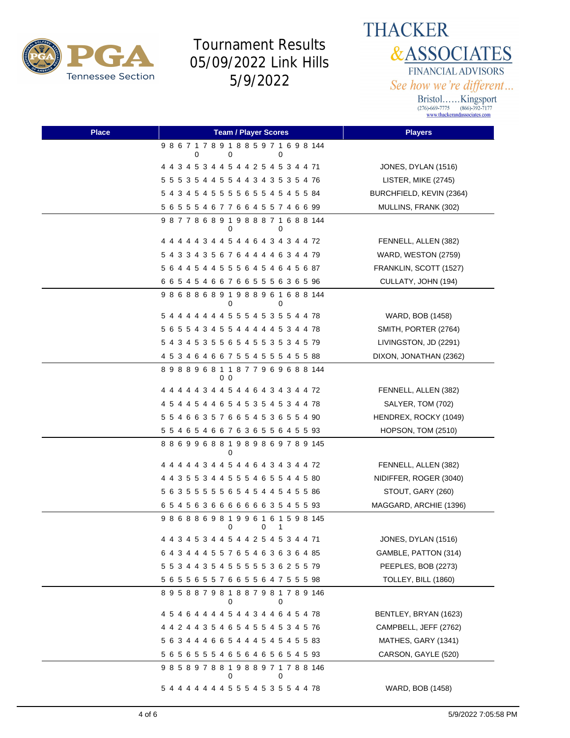# Tournament Results 05/09/2022 Link Hills 5/9/2022

THACKER & ASSOCIATES
FINANCIAL ADVISORS
See how we're different...
Bristol......Kingsport
(276)-669-7775 (866)-392-7177
www.thackerandassociates.com

| Place | Team / Player Scores | Players |
|---|---|---|
| | 9 8 6 7 10 7 8 9 10 8 8 5 9 7 10 6 9 8 144 | |
| | 4 4 3 4 5 3 4 4 5 4 4 2 5 4 5 3 4 4 71 | JONES, DYLAN (1516) |
| | 5 5 5 3 5 4 4 5 5 4 4 3 4 3 5 3 5 4 76 | LISTER, MIKE (2745) |
| | 5 4 3 4 5 4 5 5 5 5 6 5 5 4 5 4 5 5 84 | BURCHFIELD, KEVIN (2364) |
| | 5 6 5 5 5 4 6 7 7 6 6 4 5 5 7 4 6 6 99 | MULLINS, FRANK (302) |
| | 9 8 7 7 8 6 8 9 10 9 8 8 8 7 10 6 8 8 144 | |
| | 4 4 4 4 4 3 4 4 5 4 4 6 4 3 4 3 4 4 72 | FENNELL, ALLEN (382) |
| | 5 4 3 3 4 3 5 6 7 6 4 4 4 4 6 3 4 4 79 | WARD, WESTON (2759) |
| | 5 6 4 4 5 4 4 5 5 5 6 4 5 4 6 4 5 6 87 | FRANKLIN, SCOTT (1527) |
| | 6 6 5 4 5 4 6 6 7 6 6 5 5 5 6 3 6 5 96 | CULLATY, JOHN (194) |
| | 9 8 6 8 8 6 8 9 10 9 8 8 9 6 10 6 8 8 144 | |
| | 5 4 4 4 4 4 4 4 5 5 5 4 5 3 5 5 4 4 78 | WARD, BOB (1458) |
| | 5 6 5 5 4 3 4 5 5 4 4 4 4 4 5 3 4 4 78 | SMITH, PORTER (2764) |
| | 5 4 3 4 5 3 5 5 6 5 4 5 5 3 5 3 4 5 79 | LIVINGSTON, JD (2291) |
| | 4 5 3 4 6 4 6 6 7 5 5 4 5 5 5 4 5 5 88 | DIXON, JONATHAN (2362) |
| | 8 9 8 8 9 6 8 10 10 8 7 7 9 6 9 6 8 8 144 | |
| | 4 4 4 4 4 3 4 4 5 4 4 6 4 3 4 3 4 4 72 | FENNELL, ALLEN (382) |
| | 4 5 4 4 5 4 4 6 5 4 5 3 5 4 5 3 4 4 78 | SALYER, TOM (702) |
| | 5 5 4 6 6 3 5 7 6 6 5 4 5 3 6 5 5 4 90 | HENDREX, ROCKY (1049) |
| | 5 5 4 6 5 4 6 6 7 6 3 6 5 5 6 4 5 5 93 | HOPSON, TOM (2510) |
| | 8 8 6 9 9 6 8 8 10 9 8 9 8 6 9 7 8 9 145 | |
| | 4 4 4 4 4 3 4 4 5 4 4 6 4 3 4 3 4 4 72 | FENNELL, ALLEN (382) |
| | 4 4 3 5 5 3 4 4 5 5 5 4 6 5 5 4 4 5 80 | NIDIFFER, ROGER (3040) |
| | 5 6 3 5 5 5 5 5 6 5 4 5 4 4 5 4 5 5 86 | STOUT, GARY (260) |
| | 6 5 4 5 6 3 6 6 6 6 6 6 6 3 5 4 5 5 93 | MAGGARD, ARCHIE (1396) |
| | 9 8 6 8 8 6 9 8 10 9 9 6 10 6 11 5 9 8 145 | |
| | 4 4 3 4 5 3 4 4 5 4 4 2 5 4 5 3 4 4 71 | JONES, DYLAN (1516) |
| | 6 4 3 4 4 4 5 5 7 6 5 4 6 3 6 3 6 4 85 | GAMBLE, PATTON (314) |
| | 5 5 3 4 4 3 5 4 5 5 5 5 5 3 6 2 5 5 79 | PEEPLES, BOB (2273) |
| | 5 6 5 5 6 5 5 7 6 6 5 5 6 4 7 5 5 5 98 | TOLLEY, BILL (1860) |
| | 8 9 5 8 8 7 9 8 10 8 8 7 9 8 10 7 8 9 146 | |
| | 4 5 4 6 4 4 4 4 5 4 4 3 4 4 6 4 5 4 78 | BENTLEY, BRYAN (1623) |
| | 4 4 2 4 4 3 5 4 6 5 4 5 5 4 5 3 4 5 76 | CAMPBELL, JEFF (2762) |
| | 5 6 3 4 4 4 6 6 5 4 4 4 5 4 5 4 5 5 83 | MATHES, GARY (1341) |
| | 5 6 5 6 5 5 5 4 6 5 6 4 6 5 6 5 4 5 93 | CARSON, GAYLE (520) |
| | 9 8 5 8 9 7 8 8 10 9 8 8 9 7 10 7 8 8 146 | |
| | 5 4 4 4 4 4 4 4 5 5 5 4 5 3 5 5 4 4 78 | WARD, BOB (1458) |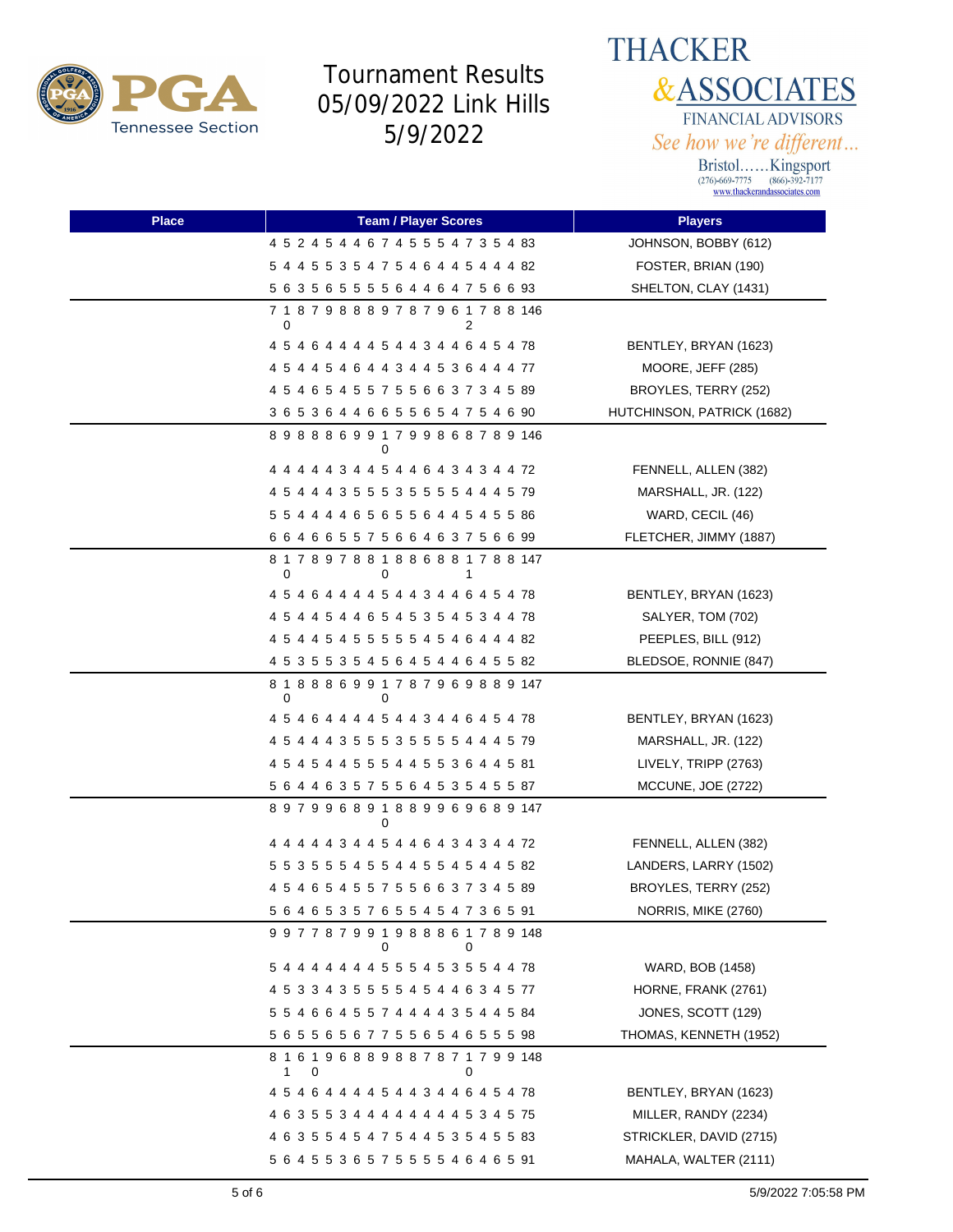# Tournament Results 05/09/2022 Link Hills 5/9/2022

THACKER & ASSOCIATES
FINANCIAL ADVISORS
*See how we're different...*
Bristol......Kingsport
(276)-669-7775 (866)-392-7177
www.thackerandassociates.com

| Place | Team / Player Scores | Players |
|---|---|---|
| | 4 5 2 4 5 4 4 6 7 4 5 5 5 4 7 3 5 4 83 | JOHNSON, BOBBY (612) |
| | 5 4 4 5 5 3 5 4 7 5 4 6 4 4 5 4 4 4 82 | FOSTER, BRIAN (190) |
| | 5 6 3 5 6 5 5 5 5 6 4 4 6 4 7 5 6 6 93 | SHELTON, CLAY (1431) |
| | 7 10 8 7 9 8 8 8 9 7 8 7 9 6 12 7 8 8 146 | |
| | 4 5 4 6 4 4 4 4 5 4 4 3 4 4 6 4 5 4 78 | BENTLEY, BRYAN (1623) |
| | 4 5 4 4 5 4 6 4 4 3 4 4 5 3 6 4 4 4 77 | MOORE, JEFF (285) |
| | 4 5 4 6 5 4 5 5 7 5 5 6 6 3 7 3 4 5 89 | BROYLES, TERRY (252) |
| | 3 6 5 3 6 4 4 6 6 5 5 6 5 4 7 5 4 6 90 | HUTCHINSON, PATRICK (1682) |
| | 8 9 8 8 8 6 9 9 10 7 9 9 8 6 8 7 8 9 146 | |
| | 4 4 4 4 4 3 4 4 5 4 4 6 4 3 4 3 4 4 72 | FENNELL, ALLEN (382) |
| | 4 5 4 4 4 3 5 5 5 3 5 5 5 5 4 4 4 5 79 | MARSHALL, JR. (122) |
| | 5 5 4 4 4 4 6 5 6 5 5 6 4 4 5 4 5 5 86 | WARD, CECIL (46) |
| | 6 6 4 6 6 5 5 7 5 6 6 4 6 3 7 5 6 6 99 | FLETCHER, JIMMY (1887) |
| | 8 10 7 8 9 7 8 8 10 8 8 6 8 8 11 7 8 8 147 | |
| | 4 5 4 6 4 4 4 4 5 4 4 3 4 4 6 4 5 4 78 | BENTLEY, BRYAN (1623) |
| | 4 5 4 4 5 4 4 6 5 4 5 3 5 4 5 3 4 4 78 | SALYER, TOM (702) |
| | 4 5 4 4 5 4 5 5 5 5 5 4 5 4 6 4 4 4 82 | PEEPLES, BILL (912) |
| | 4 5 3 5 5 3 5 4 5 6 4 5 4 4 6 4 5 5 82 | BLEDSOE, RONNIE (847) |
| | 8 10 8 8 8 6 9 9 10 7 8 7 9 6 9 8 8 9 147 | |
| | 4 5 4 6 4 4 4 4 5 4 4 3 4 4 6 4 5 4 78 | BENTLEY, BRYAN (1623) |
| | 4 5 4 4 4 3 5 5 5 3 5 5 5 5 4 4 4 5 79 | MARSHALL, JR. (122) |
| | 4 5 4 5 4 4 5 5 5 4 4 5 5 3 6 4 4 5 81 | LIVELY, TRIPP (2763) |
| | 5 6 4 4 6 3 5 7 5 5 6 4 5 3 5 4 5 5 87 | MCCUNE, JOE (2722) |
| | 8 9 7 9 9 6 8 9 10 8 8 9 9 6 9 6 8 9 147 | |
| | 4 4 4 4 4 3 4 4 5 4 4 6 4 3 4 3 4 4 72 | FENNELL, ALLEN (382) |
| | 5 5 3 5 5 5 4 5 5 4 4 5 5 4 5 4 4 5 82 | LANDERS, LARRY (1502) |
| | 4 5 4 6 5 4 5 5 7 5 5 6 6 3 7 3 4 5 89 | BROYLES, TERRY (252) |
| | 5 6 4 6 5 3 5 7 6 5 5 4 5 4 7 3 6 5 91 | NORRIS, MIKE (2760) |
| | 9 9 7 7 8 7 9 9 10 9 8 8 8 6 10 7 8 9 148 | |
| | 5 4 4 4 4 4 4 4 5 5 5 4 5 3 5 5 4 4 78 | WARD, BOB (1458) |
| | 4 5 3 3 4 3 5 5 5 5 4 5 4 4 6 3 4 5 77 | HORNE, FRANK (2761) |
| | 5 5 4 6 6 4 5 5 7 4 4 4 4 3 5 4 4 5 84 | JONES, SCOTT (129) |
| | 5 6 5 5 6 5 6 7 7 5 5 6 5 4 6 5 5 5 98 | THOMAS, KENNETH (1952) |
| | 8 11 6 10 9 6 8 8 9 8 8 7 8 7 10 7 9 9 148 | |
| | 4 5 4 6 4 4 4 4 5 4 4 3 4 4 6 4 5 4 78 | BENTLEY, BRYAN (1623) |
| | 4 6 3 5 5 3 4 4 4 4 4 4 4 4 5 3 4 5 75 | MILLER, RANDY (2234) |
| | 4 6 3 5 5 4 5 4 7 5 4 4 5 3 5 4 5 5 83 | STRICKLER, DAVID (2715) |
| | 5 6 4 5 5 3 6 5 7 5 5 5 5 4 6 4 6 5 91 | MAHALA, WALTER (2111) |

5/9/2022 7:05:58 PM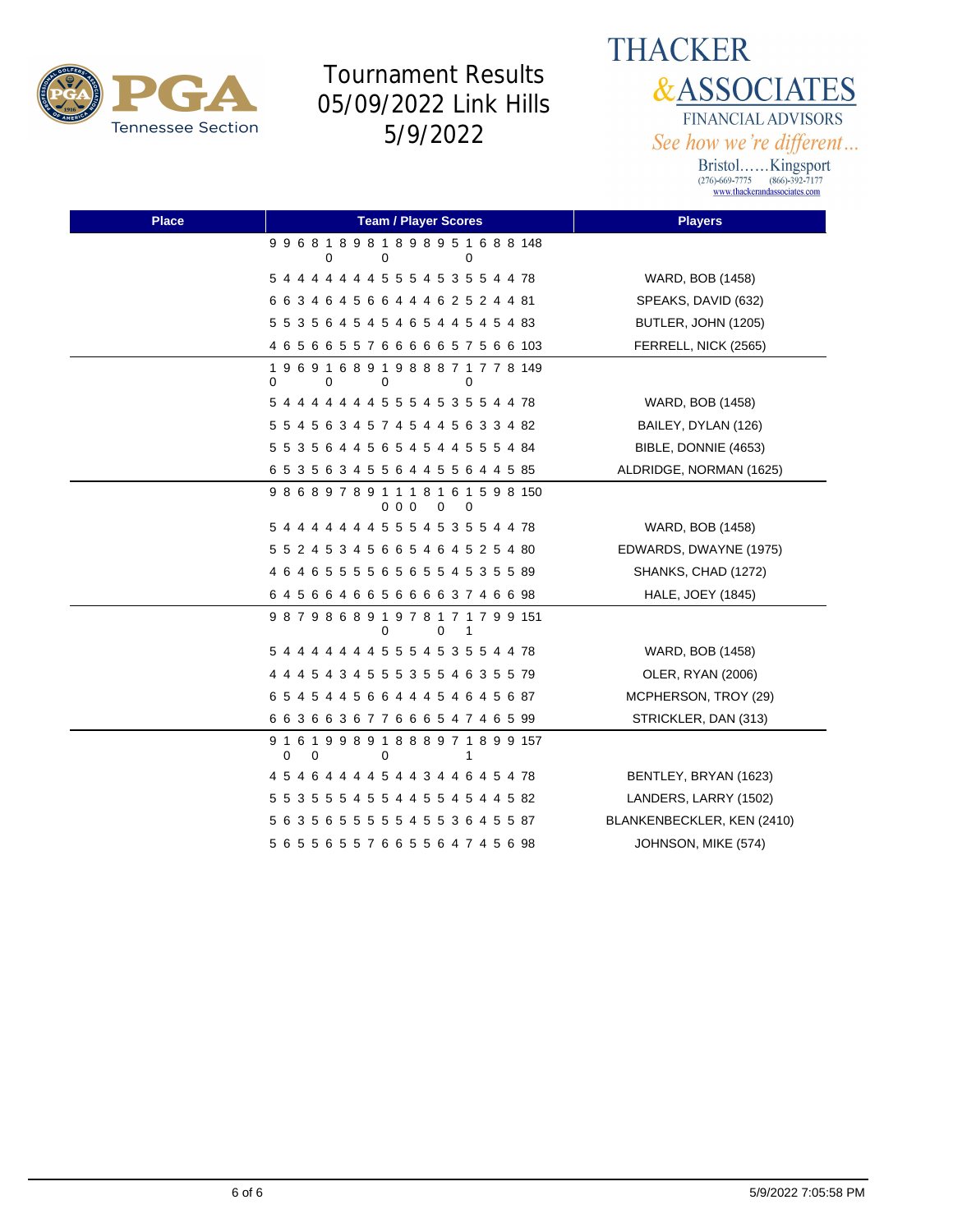# Tournament Results
## 05/09/2022 Link Hills
## 5/9/2022

**THACKER & ASSOCIATES**
FINANCIAL ADVISORS
*See how we're different...*
Bristol......Kingsport
(276)-669-7775 (866)-392-7177
www.thackerandassociates.com

| Place | Team / Player Scores | Players |
|---|---|---|
| | 9 9 6 8 10 8 9 8 10 8 9 8 9 5 10 6 8 8 148 | |
| | 5 4 4 4 4 4 4 4 5 5 5 4 5 3 5 5 4 4 78 | WARD, BOB (1458) |
| | 6 6 3 4 6 4 5 6 6 4 4 4 6 2 5 2 4 4 81 | SPEAKS, DAVID (632) |
| | 5 5 3 5 6 4 5 4 5 4 6 5 4 4 5 4 5 4 83 | BUTLER, JOHN (1205) |
| | 4 6 5 6 6 5 5 7 6 6 6 6 6 5 7 5 6 6 103 | FERRELL, NICK (2565) |
| | 10 9 6 9 10 6 8 9 10 9 8 8 8 7 10 7 7 8 149 | |
| | 5 4 4 4 4 4 4 4 5 5 5 4 5 3 5 5 4 4 78 | WARD, BOB (1458) |
| | 5 5 4 5 6 3 4 5 7 4 5 4 4 5 6 3 3 4 82 | BAILEY, DYLAN (126) |
| | 5 5 3 5 6 4 4 5 6 5 4 5 4 4 5 5 5 4 84 | BIBLE, DONNIE (4653) |
| | 6 5 3 5 6 3 4 5 5 6 4 4 5 5 6 4 4 5 85 | ALDRIDGE, NORMAN (1625) |
| | 9 8 6 8 9 7 8 9 10 10 10 8 10 6 10 5 9 8 150 | |
| | 5 4 4 4 4 4 4 4 5 5 5 4 5 3 5 5 4 4 78 | WARD, BOB (1458) |
| | 5 5 2 4 5 3 4 5 6 6 5 4 6 4 5 2 5 4 80 | EDWARDS, DWAYNE (1975) |
| | 4 6 4 6 5 5 5 5 6 5 6 5 5 4 5 3 5 5 89 | SHANKS, CHAD (1272) |
| | 6 4 5 6 6 4 6 6 5 6 6 6 6 3 7 4 6 6 98 | HALE, JOEY (1845) |
| | 9 8 7 9 8 6 8 9 10 9 7 8 10 7 11 7 9 9 151 | |
| | 5 4 4 4 4 4 4 4 5 5 5 4 5 3 5 5 4 4 78 | WARD, BOB (1458) |
| | 4 4 4 5 4 3 4 5 5 5 3 5 5 4 6 3 5 5 79 | OLER, RYAN (2006) |
| | 6 5 4 5 4 4 5 6 6 4 4 4 5 4 6 4 5 6 87 | MCPHERSON, TROY (29) |
| | 6 6 3 6 6 3 6 7 7 6 6 6 5 4 7 4 6 5 99 | STRICKLER, DAN (313) |
| | 9 10 6 10 9 9 8 9 10 8 8 8 9 7 11 8 9 9 157 | |
| | 4 5 4 6 4 4 4 4 5 4 4 3 4 4 6 4 5 4 78 | BENTLEY, BRYAN (1623) |
| | 5 5 3 5 5 5 4 5 5 4 4 5 5 4 5 4 4 5 82 | LANDERS, LARRY (1502) |
| | 5 6 3 5 6 5 5 5 5 5 4 5 5 3 6 4 5 5 87 | BLANKENBECKLER, KEN (2410) |
| | 5 6 5 5 6 5 5 7 6 6 5 5 6 4 7 4 5 6 98 | JOHNSON, MIKE (574) |

5/9/2022 7:05:58 PM